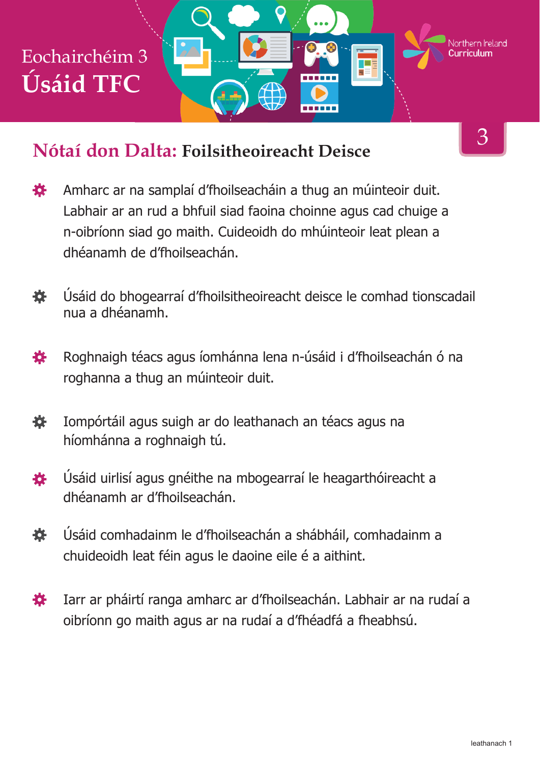# Eochairchéim 3
# Úsáid TFC

Northern Ireland Curriculum

3

## Nótaí don Dalta: Foilsitheoireacht Deisce

- Amharc ar na samplaí d'fhoilseacháin a thug an múinteoir duit. Labhair ar an rud a bhfuil siad faoina choinne agus cad chuige a n-oibríonn siad go maith. Cuideoidh do mhúinteoir leat plean a dhéanamh de d'fhoilseachán.
- Úsáid do bhogearraí d'fhoilsitheoireacht deisce le comhad tionscadail nua a dhéanamh.
- Roghnaigh téacs agus íomhánna lena n-úsáid i d'fhoilseachán ó na roghanna a thug an múinteoir duit.
- Iompórtáil agus suigh ar do leathanach an téacs agus na híomhánna a roghnaigh tú.
- Úsáid uirlisí agus gnéithe na mbogearraí le heagarthóireacht a dhéanamh ar d'fhoilseachán.
- Úsáid comhadainm le d'fhoilseachán a shábháil, comhadainm a chuideoidh leat féin agus le daoine eile é a aithint.
- Iarr ar pháirtí ranga amharc ar d'fhoilseachán. Labhair ar na rudaí a oibríonn go maith agus ar na rudaí a d'fhéadfá a fheabhsú.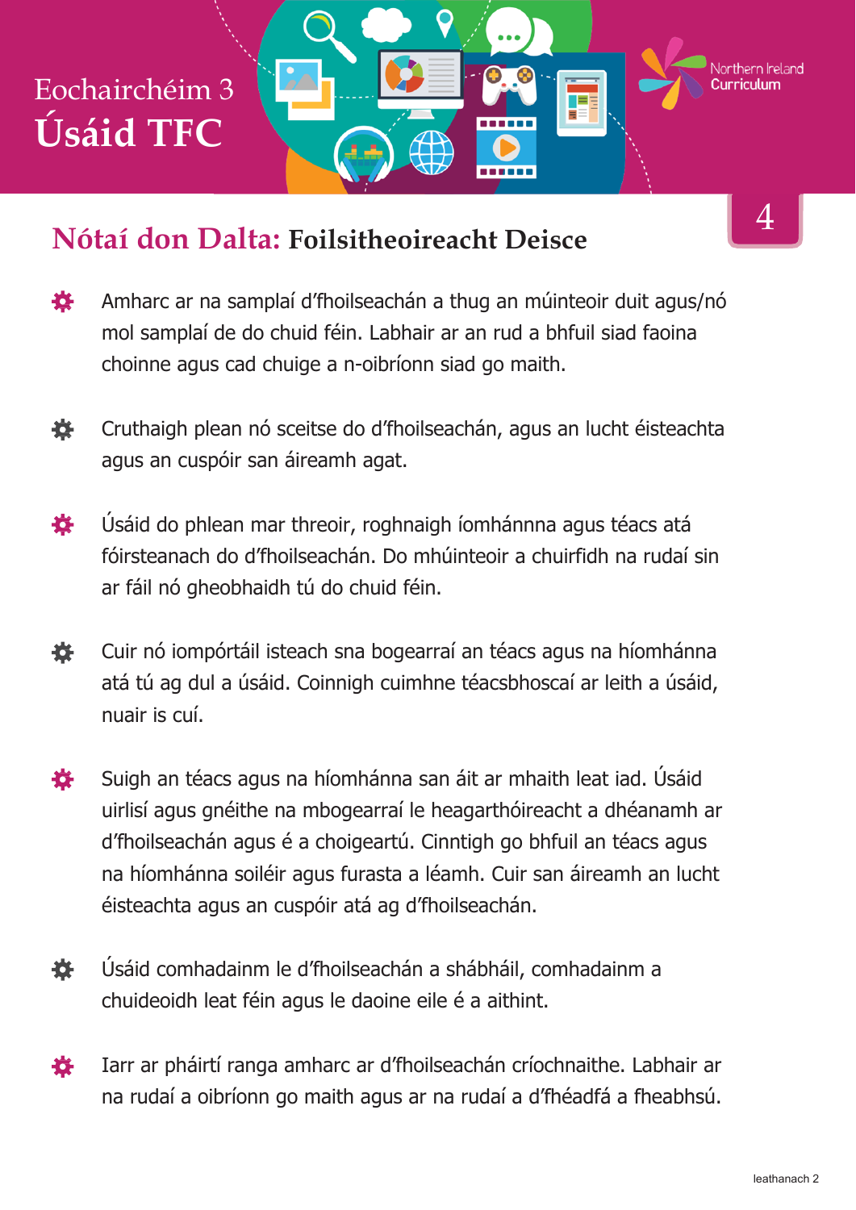# Eochairchéim 3
# Úsáid TFC

## Nótaí don Dalta: Foilsitheoireacht Deisce

- Amharc ar na samplaí d'fhoilseachán a thug an múinteoir duit agus/nó mol samplaí de do chuid féin. Labhair ar an rud a bhfuil siad faoina choinne agus cad chuige a n-oibríonn siad go maith.

- Cruthaigh plean nó sceitse do d'fhoilseachán, agus an lucht éisteachta agus an cuspóir san áireamh agat.

- Úsáid do phlean mar threoir, roghnaigh íomhánnna agus téacs atá fóirsteanach do d'fhoilseachán. Do mhúinteoir a chuirfidh na rudaí sin ar fáil nó gheobhaidh tú do chuid féin.

- Cuir nó iompórtáil isteach sna bogearraí an téacs agus na híomhánna atá tú ag dul a úsáid. Coinnigh cuimhne téacsbhoscaí ar leith a úsáid, nuair is cuí.

- Suigh an téacs agus na híomhánna san áit ar mhaith leat iad. Úsáid uirlisí agus gnéithe na mbogearraí le heagarthóireacht a dhéanamh ar d'fhoilseachán agus é a choigeartú. Cinntigh go bhfuil an téacs agus na híomhánna soiléir agus furasta a léamh. Cuir san áireamh an lucht éisteachta agus an cuspóir atá ag d'fhoilseachán.

- Úsáid comhadainm le d'fhoilseachán a shábháil, comhadainm a chuideoidh leat féin agus le daoine eile é a aithint.

- Iarr ar pháirtí ranga amharc ar d'fhoilseachán críochnaithe. Labhair ar na rudaí a oibríonn go maith agus ar na rudaí a d'fhéadfá a fheabhsú.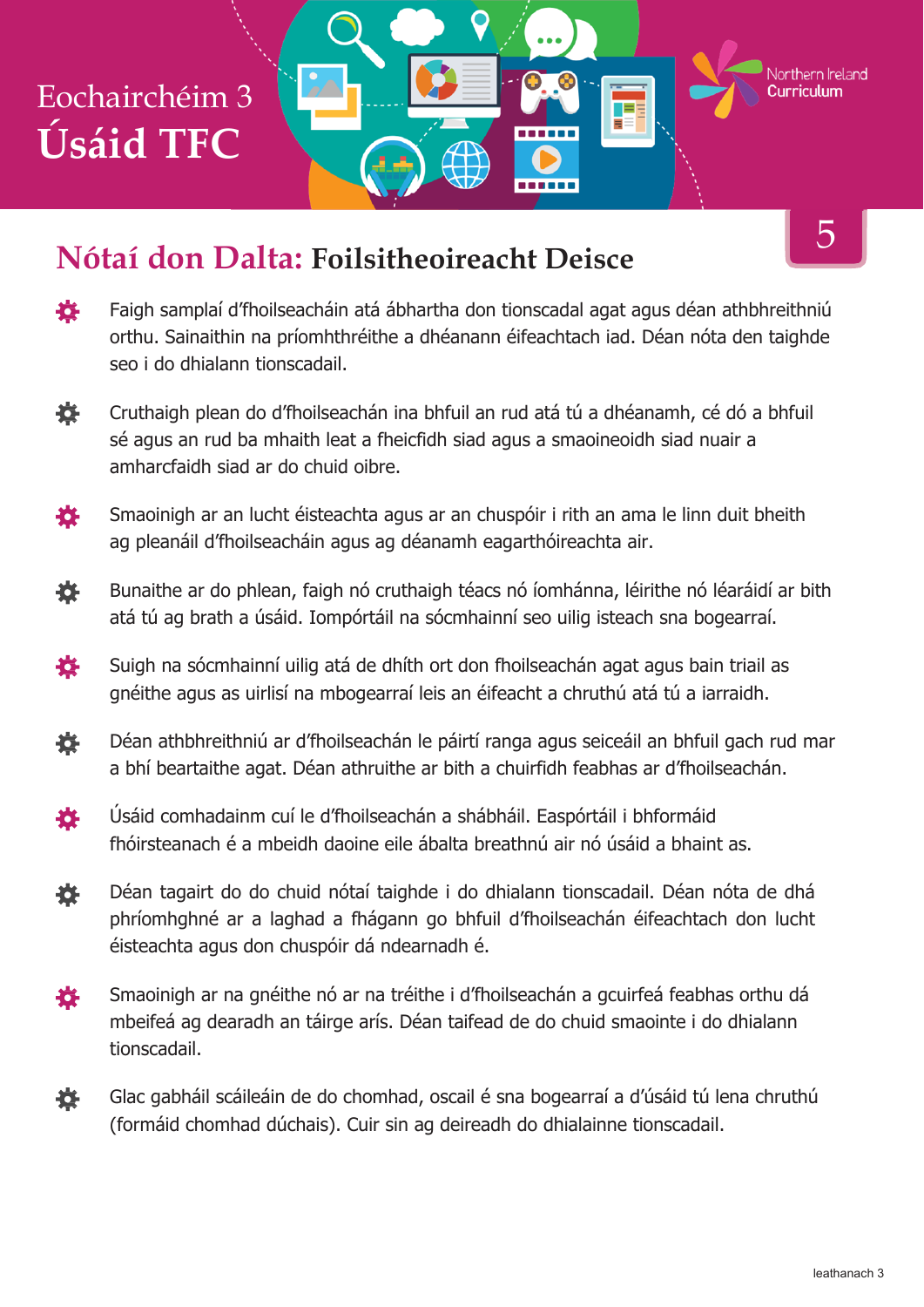# Eochairchéim 3
# Úsáid TFC

5

## Nótaí don Dalta: Foilsitheoireacht Deisce

- Faigh samplaí d'fhoilseacháin atá ábhartha don tionscadal agat agus déan athbhreithniú orthu. Sainaithin na príomhthréithe a dhéanann éifeachtach iad. Déan nóta den taighde seo i do dhialann tionscadail.
- Cruthaigh plean do d'fhoilseachán ina bhfuil an rud atá tú a dhéanamh, cé dó a bhfuil sé agus an rud ba mhaith leat a fheicfidh siad agus a smaoineoidh siad nuair a amharcfaidh siad ar do chuid oibre.
- Smaoinigh ar an lucht éisteachta agus ar an chuspóir i rith an ama le linn duit bheith ag pleanáil d'fhoilseacháin agus ag déanamh eagarthóireachta air.
- Bunaithe ar do phlean, faigh nó cruthaigh téacs nó íomhánna, léirithe nó léaráidí ar bith atá tú ag brath a úsáid. Iompórtáil na sócmhainní seo uilig isteach sna bogearraí.
- Suigh na sócmhainní uilig atá de dhíth ort don fhoilseachán agat agus bain triail as gnéithe agus as uirlisí na mbogearraí leis an éifeacht a chruthú atá tú a iarraidh.
- Déan athbhreithniú ar d'fhoilseachán le páirtí ranga agus seiceáil an bhfuil gach rud mar a bhí beartaithe agat. Déan athruithe ar bith a chuirfidh feabhas ar d'fhoilseachán.
- Úsáid comhadainm cuí le d'fhoilseachán a shábháil. Easpórtáil i bhformáid fhóirsteanach é a mbeidh daoine eile ábalta breathnú air nó úsáid a bhaint as.
- Déan tagairt do do chuid nótaí taighde i do dhialann tionscadail. Déan nóta de dhá phríomhghné ar a laghad a fhágann go bhfuil d'fhoilseachán éifeachtach don lucht éisteachta agus don chuspóir dá ndearnadh é.
- Smaoinigh ar na gnéithe nó ar na tréithe i d'fhoilseachán a gcuirfeá feabhas orthu dá mbeifeá ag dearadh an táirge arís. Déan taifead de do chuid smaointe i do dhialann tionscadail.
- Glac gabháil scáileáin de do chomhad, oscail é sna bogearraí a d'úsáid tú lena chruthú (formáid chomhad dúchais). Cuir sin ag deireadh do dhialainne tionscadail.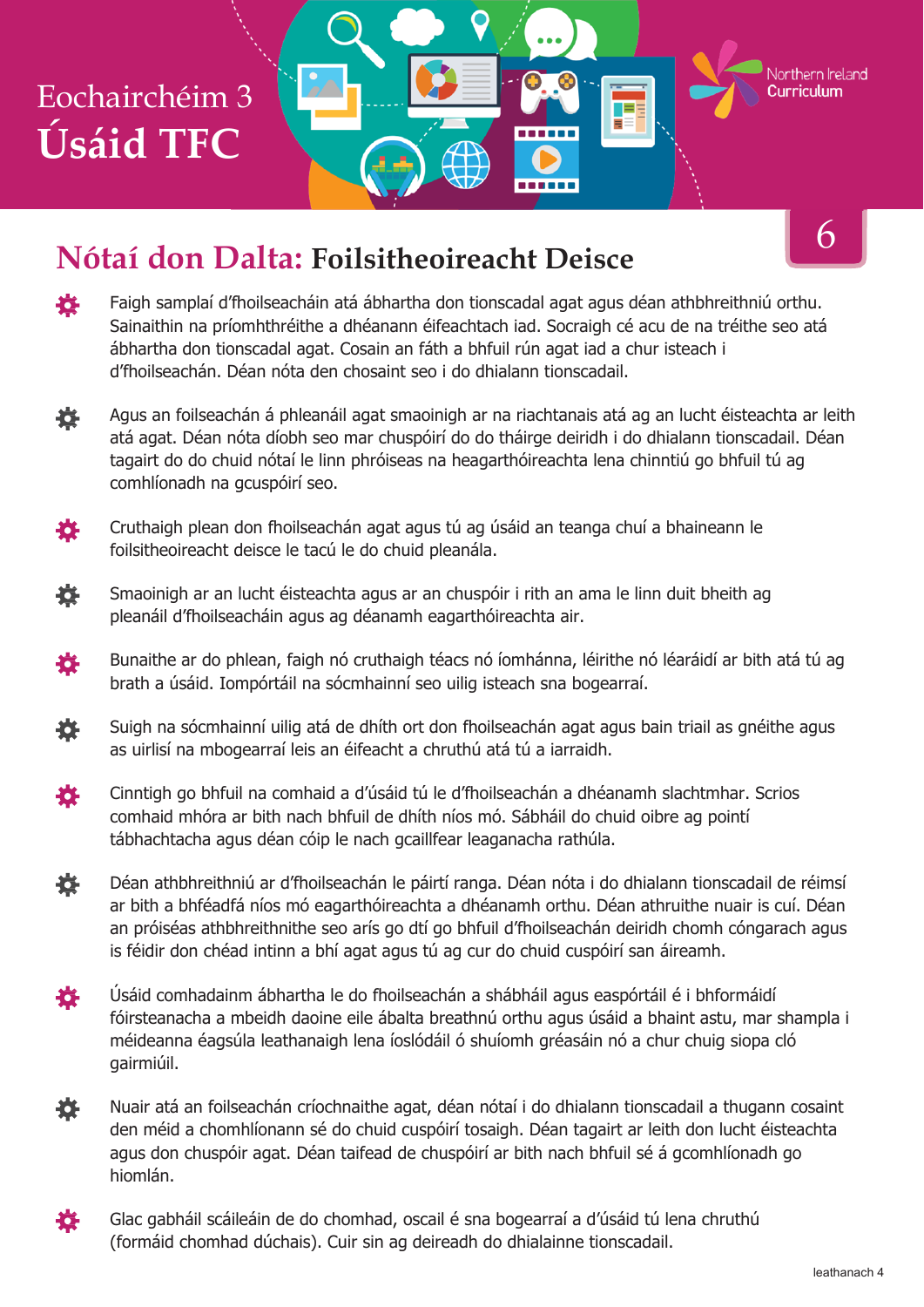# Eochairchéim 3
# Úsáid TFC

Northern Ireland Curriculum

6

## Nótaí don Dalta: Foilsitheoireacht Deisce

- Faigh samplaí d'fhoilseacháin atá ábhartha don tionscadal agat agus déan athbhreithniú orthu. Sainaithin na príomhthréithe a dhéanann éifeachtach iad. Socraigh cé acu de na tréithe seo atá ábhartha don tionscadal agat. Cosain an fáth a bhfuil rún agat iad a chur isteach i d'fhoilseachán. Déan nóta den chosaint seo i do dhialann tionscadail.
- Agus an foilseachán á phleanáil agat smaoinigh ar na riachtanais atá ag an lucht éisteachta ar leith atá agat. Déan nóta díobh seo mar chuspóirí do do tháirge deiridh i do dhialann tionscadail. Déan tagairt do do chuid nótaí le linn phróiseas na heagarthóireachta lena chinntiú go bhfuil tú ag comhlíonadh na gcuspóirí seo.
- Cruthaigh plean don fhoilseachán agat agus tú ag úsáid an teanga chuí a bhaineann le foilsitheoireacht deisce le tacú le do chuid pleanála.
- Smaoinigh ar an lucht éisteachta agus ar an chuspóir i rith an ama le linn duit bheith ag pleanáil d'fhoilseacháin agus ag déanamh eagarthóireachta air.
- Bunaithe ar do phlean, faigh nó cruthaigh téacs nó íomhánna, léirithe nó léaráidí ar bith atá tú ag brath a úsáid. Iompórtáil na sócmhainní seo uilig isteach sna bogearraí.
- Suigh na sócmhainní uilig atá de dhíth ort don fhoilseachán agat agus bain triail as gnéithe agus as uirlisí na mbogearraí leis an éifeacht a chruthú atá tú a iarraidh.
- Cinntigh go bhfuil na comhaid a d'úsáid tú le d'fhoilseachán a dhéanamh slachtmhar. Scrios comhaid mhóra ar bith nach bhfuil de dhíth níos mó. Sábháil do chuid oibre ag pointí tábhachtacha agus déan cóip le nach gcaillfear leaganacha rathúla.
- Déan athbhreithniú ar d'fhoilseachán le páirtí ranga. Déan nóta i do dhialann tionscadail de réimsí ar bith a bhféadfá níos mó eagarthóireachta a dhéanamh orthu. Déan athruithe nuair is cuí. Déan an próiséas athbhreithnithe seo arís go dtí go bhfuil d'fhoilseachán deiridh chomh cóngarach agus is féidir don chéad intinn a bhí agat agus tú ag cur do chuid cuspóirí san áireamh.
- Úsáid comhadainm ábhartha le do fhoilseachán a shábháil agus easpórtáil é i bhformáidí fóirsteanacha a mbeidh daoine eile ábalta breathnú orthu agus úsáid a bhaint astu, mar shampla i méideanna éagsúla leathanaigh lena íoslódáil ó shuíomh gréasáin nó a chur chuig siopa cló gairmiúil.
- Nuair atá an foilseachán críochnaithe agat, déan nótaí i do dhialann tionscadail a thugann cosaint den méid a chomhlíonann sé do chuid cuspóirí tosaigh. Déan tagairt ar leith don lucht éisteachta agus don chuspóir agat. Déan taifead de chuspóirí ar bith nach bhfuil sé á gcomhlíonadh go hiomlán.
- Glac gabháil scáileáin de do chomhad, oscail é sna bogearraí a d'úsáid tú lena chruthú (formáid chomhad dúchais). Cuir sin ag deireadh do dhialainne tionscadail.